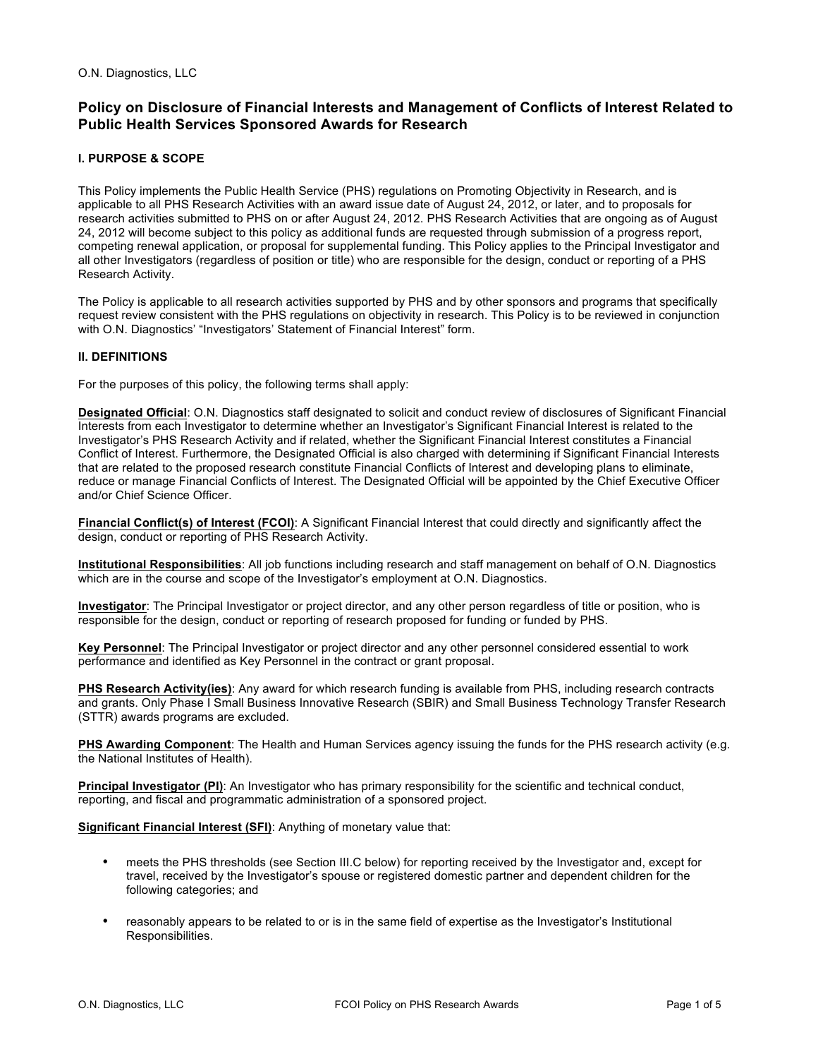O.N. Diagnostics, LLC

## Policy on Disclosure of Financial Interests and Management of Conflicts of Interest Related to Public Health Services Sponsored Awards for Research

### I. PURPOSE & SCOPE

This Policy implements the Public Health Service (PHS) regulations on Promoting Objectivity in Research, and is applicable to all PHS Research Activities with an award issue date of August 24, 2012, or later, and to proposals for research activities submitted to PHS on or after August 24, 2012. PHS Research Activities that are ongoing as of August 24, 2012 will become subject to this policy as additional funds are requested through submission of a progress report, competing renewal application, or proposal for supplemental funding. This Policy applies to the Principal Investigator and all other Investigators (regardless of position or title) who are responsible for the design, conduct or reporting of a PHS Research Activity.

The Policy is applicable to all research activities supported by PHS and by other sponsors and programs that specifically request review consistent with the PHS regulations on objectivity in research. This Policy is to be reviewed in conjunction with O.N. Diagnostics' "Investigators' Statement of Financial Interest" form.

### II. DEFINITIONS

For the purposes of this policy, the following terms shall apply:

**Designated Official**: O.N. Diagnostics staff designated to solicit and conduct review of disclosures of Significant Financial Interests from each Investigator to determine whether an Investigator's Significant Financial Interest is related to the Investigator's PHS Research Activity and if related, whether the Significant Financial Interest constitutes a Financial Conflict of Interest. Furthermore, the Designated Official is also charged with determining if Significant Financial Interests that are related to the proposed research constitute Financial Conflicts of Interest and developing plans to eliminate, reduce or manage Financial Conflicts of Interest. The Designated Official will be appointed by the Chief Executive Officer and/or Chief Science Officer.

**Financial Conflict(s) of Interest (FCOI)**: A Significant Financial Interest that could directly and significantly affect the design, conduct or reporting of PHS Research Activity.

**Institutional Responsibilities**: All job functions including research and staff management on behalf of O.N. Diagnostics which are in the course and scope of the Investigator's employment at O.N. Diagnostics.

**Investigator**: The Principal Investigator or project director, and any other person regardless of title or position, who is responsible for the design, conduct or reporting of research proposed for funding or funded by PHS.

**Key Personnel**: The Principal Investigator or project director and any other personnel considered essential to work performance and identified as Key Personnel in the contract or grant proposal.

**PHS Research Activity(ies)**: Any award for which research funding is available from PHS, including research contracts and grants. Only Phase I Small Business Innovative Research (SBIR) and Small Business Technology Transfer Research (STTR) awards programs are excluded.

**PHS Awarding Component**: The Health and Human Services agency issuing the funds for the PHS research activity (e.g. the National Institutes of Health).

**Principal Investigator (PI)**: An Investigator who has primary responsibility for the scientific and technical conduct, reporting, and fiscal and programmatic administration of a sponsored project.

**Significant Financial Interest (SFI)**: Anything of monetary value that:

- meets the PHS thresholds (see Section III.C below) for reporting received by the Investigator and, except for travel, received by the Investigator's spouse or registered domestic partner and dependent children for the following categories; and
- reasonably appears to be related to or is in the same field of expertise as the Investigator's Institutional Responsibilities.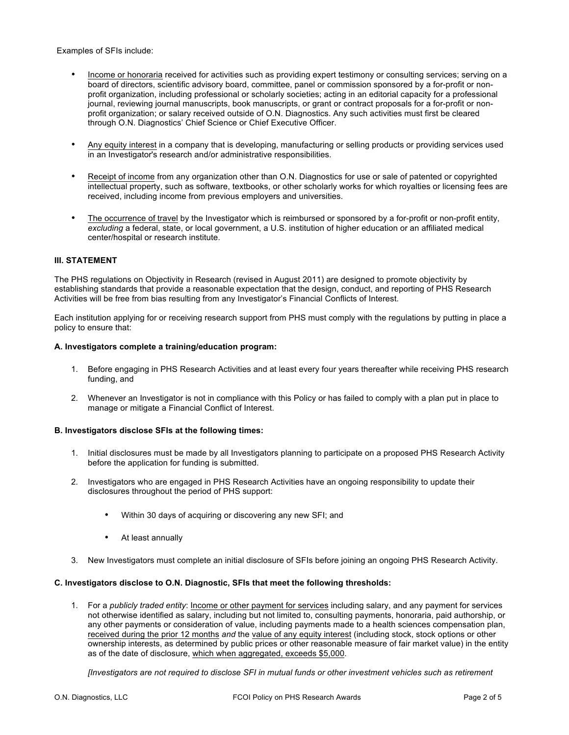Examples of SFIs include:

- Income or honoraria received for activities such as providing expert testimony or consulting services; serving on a board of directors, scientific advisory board, committee, panel or commission sponsored by a for-profit or non-profit organization, including professional or scholarly societies; acting in an editorial capacity for a professional journal, reviewing journal manuscripts, book manuscripts, or grant or contract proposals for a for-profit or non-profit organization; or salary received outside of O.N. Diagnostics. Any such activities must first be cleared through O.N. Diagnostics' Chief Science or Chief Executive Officer.

- Any equity interest in a company that is developing, manufacturing or selling products or providing services used in an Investigator's research and/or administrative responsibilities.

- Receipt of income from any organization other than O.N. Diagnostics for use or sale of patented or copyrighted intellectual property, such as software, textbooks, or other scholarly works for which royalties or licensing fees are received, including income from previous employers and universities.

- The occurrence of travel by the Investigator which is reimbursed or sponsored by a for-profit or non-profit entity, *excluding* a federal, state, or local government, a U.S. institution of higher education or an affiliated medical center/hospital or research institute.

### III. STATEMENT

The PHS regulations on Objectivity in Research (revised in August 2011) are designed to promote objectivity by establishing standards that provide a reasonable expectation that the design, conduct, and reporting of PHS Research Activities will be free from bias resulting from any Investigator's Financial Conflicts of Interest.

Each institution applying for or receiving research support from PHS must comply with the regulations by putting in place a policy to ensure that:

**A. Investigators complete a training/education program:**

1. Before engaging in PHS Research Activities and at least every four years thereafter while receiving PHS research funding, and
2. Whenever an Investigator is not in compliance with this Policy or has failed to comply with a plan put in place to manage or mitigate a Financial Conflict of Interest.

**B. Investigators disclose SFIs at the following times:**

1. Initial disclosures must be made by all Investigators planning to participate on a proposed PHS Research Activity before the application for funding is submitted.
2. Investigators who are engaged in PHS Research Activities have an ongoing responsibility to update their disclosures throughout the period of PHS support:
   - Within 30 days of acquiring or discovering any new SFI; and
   - At least annually
3. New Investigators must complete an initial disclosure of SFIs before joining an ongoing PHS Research Activity.

**C. Investigators disclose to O.N. Diagnostic, SFIs that meet the following thresholds:**

1. For a *publicly traded entity*: Income or other payment for services including salary, and any payment for services not otherwise identified as salary, including but not limited to, consulting payments, honoraria, paid authorship, or any other payments or consideration of value, including payments made to a health sciences compensation plan, received during the prior 12 months *and* the value of any equity interest (including stock, stock options or other ownership interests, as determined by public prices or other reasonable measure of fair market value) in the entity as of the date of disclosure, which when aggregated, exceeds $5,000.

   *[Investigators are not required to disclose SFI in mutual funds or other investment vehicles such as retirement*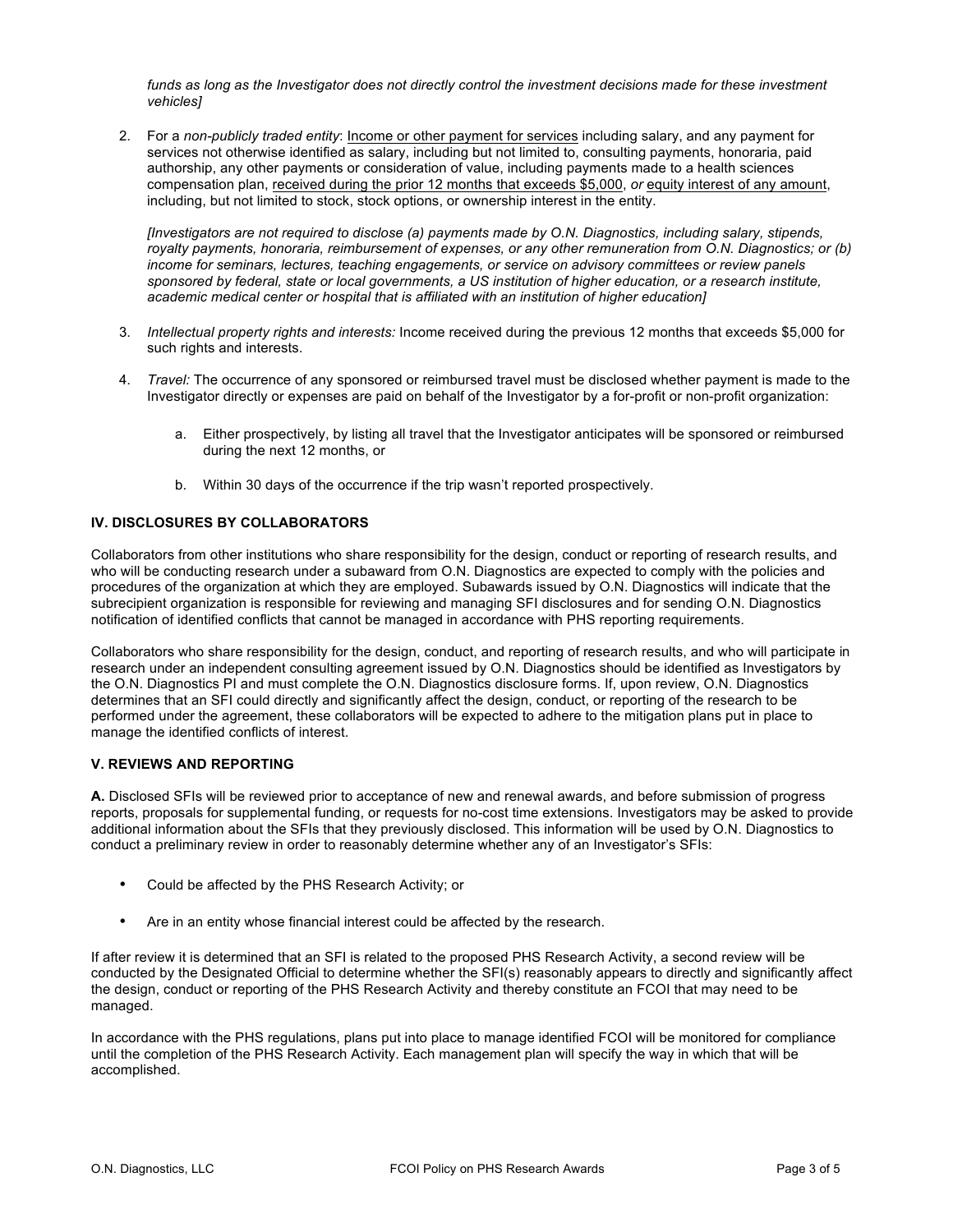*funds as long as the Investigator does not directly control the investment decisions made for these investment vehicles]*

2. For a *non-publicly traded entity*: Income or other payment for services including salary, and any payment for services not otherwise identified as salary, including but not limited to, consulting payments, honoraria, paid authorship, any other payments or consideration of value, including payments made to a health sciences compensation plan, received during the prior 12 months that exceeds $5,000, *or* equity interest of any amount, including, but not limited to stock, stock options, or ownership interest in the entity.

   *[Investigators are not required to disclose (a) payments made by O.N. Diagnostics, including salary, stipends, royalty payments, honoraria, reimbursement of expenses, or any other remuneration from O.N. Diagnostics; or (b) income for seminars, lectures, teaching engagements, or service on advisory committees or review panels sponsored by federal, state or local governments, a US institution of higher education, or a research institute, academic medical center or hospital that is affiliated with an institution of higher education]*

3. *Intellectual property rights and interests:* Income received during the previous 12 months that exceeds $5,000 for such rights and interests.

4. *Travel:* The occurrence of any sponsored or reimbursed travel must be disclosed whether payment is made to the Investigator directly or expenses are paid on behalf of the Investigator by a for-profit or non-profit organization:

   a. Either prospectively, by listing all travel that the Investigator anticipates will be sponsored or reimbursed during the next 12 months, or

   b. Within 30 days of the occurrence if the trip wasn't reported prospectively.

## IV. DISCLOSURES BY COLLABORATORS

Collaborators from other institutions who share responsibility for the design, conduct or reporting of research results, and who will be conducting research under a subaward from O.N. Diagnostics are expected to comply with the policies and procedures of the organization at which they are employed. Subawards issued by O.N. Diagnostics will indicate that the subrecipient organization is responsible for reviewing and managing SFI disclosures and for sending O.N. Diagnostics notification of identified conflicts that cannot be managed in accordance with PHS reporting requirements.

Collaborators who share responsibility for the design, conduct, and reporting of research results, and who will participate in research under an independent consulting agreement issued by O.N. Diagnostics should be identified as Investigators by the O.N. Diagnostics PI and must complete the O.N. Diagnostics disclosure forms. If, upon review, O.N. Diagnostics determines that an SFI could directly and significantly affect the design, conduct, or reporting of the research to be performed under the agreement, these collaborators will be expected to adhere to the mitigation plans put in place to manage the identified conflicts of interest.

## V. REVIEWS AND REPORTING

**A.** Disclosed SFIs will be reviewed prior to acceptance of new and renewal awards, and before submission of progress reports, proposals for supplemental funding, or requests for no-cost time extensions. Investigators may be asked to provide additional information about the SFIs that they previously disclosed. This information will be used by O.N. Diagnostics to conduct a preliminary review in order to reasonably determine whether any of an Investigator's SFIs:

- Could be affected by the PHS Research Activity; or
- Are in an entity whose financial interest could be affected by the research.

If after review it is determined that an SFI is related to the proposed PHS Research Activity, a second review will be conducted by the Designated Official to determine whether the SFI(s) reasonably appears to directly and significantly affect the design, conduct or reporting of the PHS Research Activity and thereby constitute an FCOI that may need to be managed.

In accordance with the PHS regulations, plans put into place to manage identified FCOI will be monitored for compliance until the completion of the PHS Research Activity. Each management plan will specify the way in which that will be accomplished.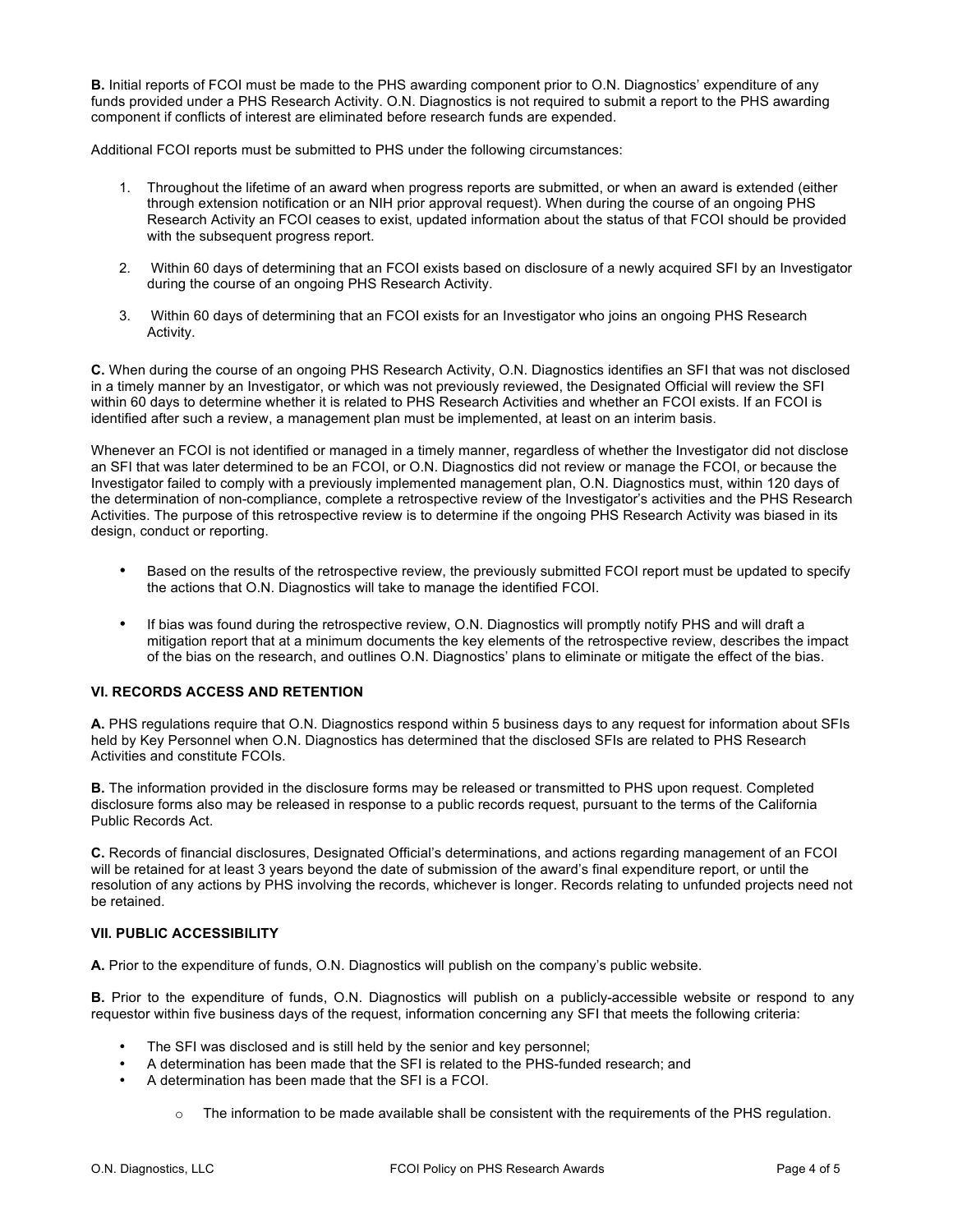**B.** Initial reports of FCOI must be made to the PHS awarding component prior to O.N. Diagnostics' expenditure of any funds provided under a PHS Research Activity. O.N. Diagnostics is not required to submit a report to the PHS awarding component if conflicts of interest are eliminated before research funds are expended.

Additional FCOI reports must be submitted to PHS under the following circumstances:

1. Throughout the lifetime of an award when progress reports are submitted, or when an award is extended (either through extension notification or an NIH prior approval request). When during the course of an ongoing PHS Research Activity an FCOI ceases to exist, updated information about the status of that FCOI should be provided with the subsequent progress report.

2. Within 60 days of determining that an FCOI exists based on disclosure of a newly acquired SFI by an Investigator during the course of an ongoing PHS Research Activity.

3. Within 60 days of determining that an FCOI exists for an Investigator who joins an ongoing PHS Research Activity.

**C.** When during the course of an ongoing PHS Research Activity, O.N. Diagnostics identifies an SFI that was not disclosed in a timely manner by an Investigator, or which was not previously reviewed, the Designated Official will review the SFI within 60 days to determine whether it is related to PHS Research Activities and whether an FCOI exists. If an FCOI is identified after such a review, a management plan must be implemented, at least on an interim basis.

Whenever an FCOI is not identified or managed in a timely manner, regardless of whether the Investigator did not disclose an SFI that was later determined to be an FCOI, or O.N. Diagnostics did not review or manage the FCOI, or because the Investigator failed to comply with a previously implemented management plan, O.N. Diagnostics must, within 120 days of the determination of non-compliance, complete a retrospective review of the Investigator's activities and the PHS Research Activities. The purpose of this retrospective review is to determine if the ongoing PHS Research Activity was biased in its design, conduct or reporting.

- Based on the results of the retrospective review, the previously submitted FCOI report must be updated to specify the actions that O.N. Diagnostics will take to manage the identified FCOI.

- If bias was found during the retrospective review, O.N. Diagnostics will promptly notify PHS and will draft a mitigation report that at a minimum documents the key elements of the retrospective review, describes the impact of the bias on the research, and outlines O.N. Diagnostics' plans to eliminate or mitigate the effect of the bias.

### VI. RECORDS ACCESS AND RETENTION

**A.** PHS regulations require that O.N. Diagnostics respond within 5 business days to any request for information about SFIs held by Key Personnel when O.N. Diagnostics has determined that the disclosed SFIs are related to PHS Research Activities and constitute FCOIs.

**B.** The information provided in the disclosure forms may be released or transmitted to PHS upon request. Completed disclosure forms also may be released in response to a public records request, pursuant to the terms of the California Public Records Act.

**C.** Records of financial disclosures, Designated Official's determinations, and actions regarding management of an FCOI will be retained for at least 3 years beyond the date of submission of the award's final expenditure report, or until the resolution of any actions by PHS involving the records, whichever is longer. Records relating to unfunded projects need not be retained.

### VII. PUBLIC ACCESSIBILITY

**A.** Prior to the expenditure of funds, O.N. Diagnostics will publish on the company's public website.

**B.** Prior to the expenditure of funds, O.N. Diagnostics will publish on a publicly-accessible website or respond to any requestor within five business days of the request, information concerning any SFI that meets the following criteria:

- The SFI was disclosed and is still held by the senior and key personnel;
- A determination has been made that the SFI is related to the PHS-funded research; and
- A determination has been made that the SFI is a FCOI.
    - The information to be made available shall be consistent with the requirements of the PHS regulation.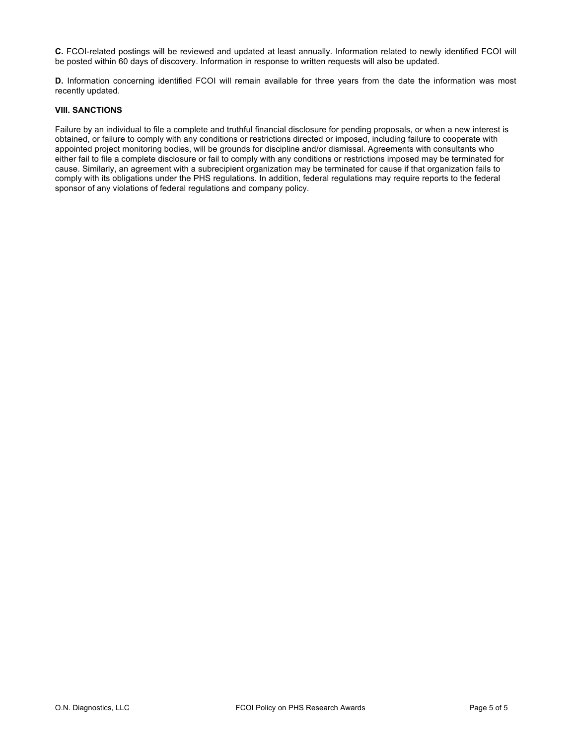**C.** FCOI-related postings will be reviewed and updated at least annually. Information related to newly identified FCOI will be posted within 60 days of discovery. Information in response to written requests will also be updated.

**D.** Information concerning identified FCOI will remain available for three years from the date the information was most recently updated.

## VIII. SANCTIONS

Failure by an individual to file a complete and truthful financial disclosure for pending proposals, or when a new interest is obtained, or failure to comply with any conditions or restrictions directed or imposed, including failure to cooperate with appointed project monitoring bodies, will be grounds for discipline and/or dismissal. Agreements with consultants who either fail to file a complete disclosure or fail to comply with any conditions or restrictions imposed may be terminated for cause. Similarly, an agreement with a subrecipient organization may be terminated for cause if that organization fails to comply with its obligations under the PHS regulations. In addition, federal regulations may require reports to the federal sponsor of any violations of federal regulations and company policy.